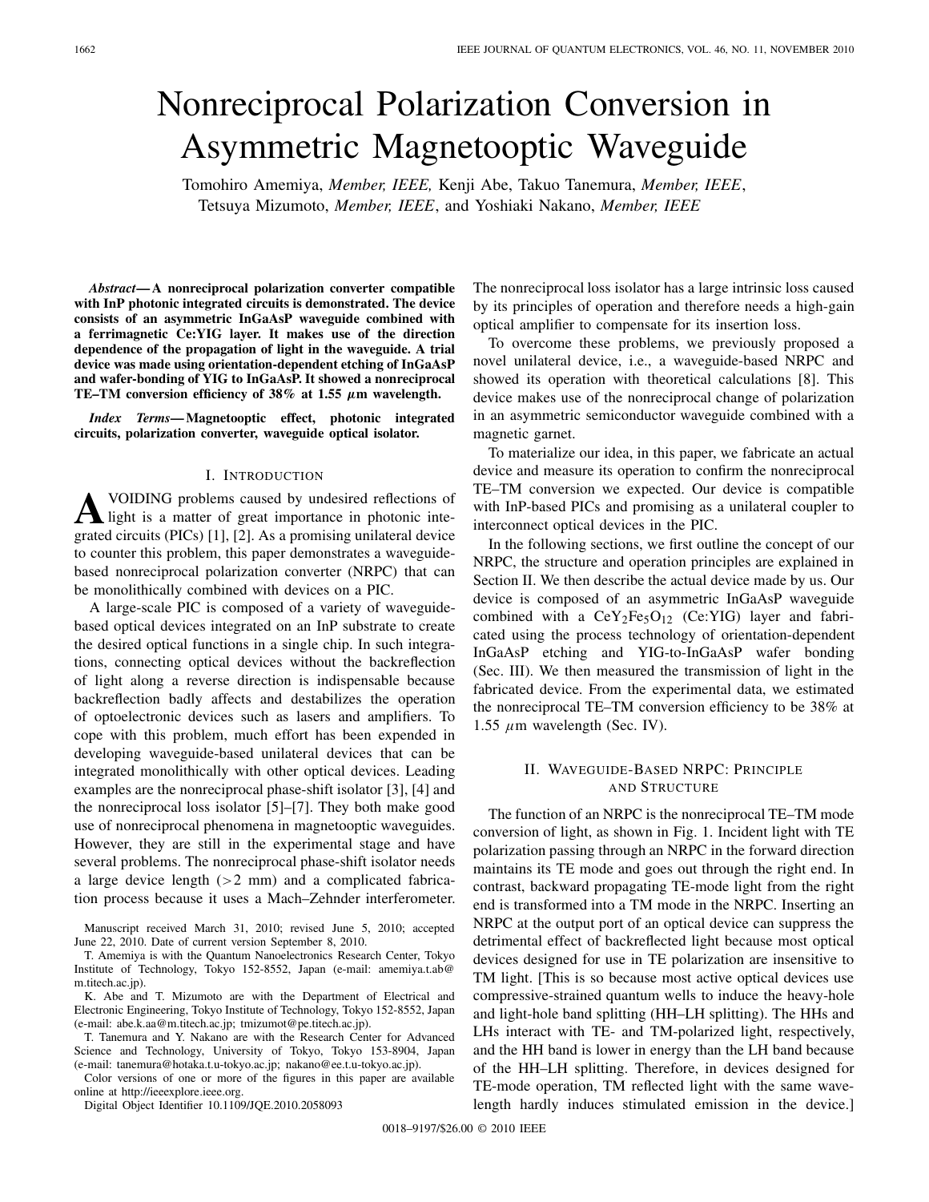# Nonreciprocal Polarization Conversion in Asymmetric Magnetooptic Waveguide

Tomohiro Amemiya, *Member, IEEE,* Kenji Abe, Takuo Tanemura, *Member, IEEE*, Tetsuya Mizumoto, *Member, IEEE*, and Yoshiaki Nakano, *Member, IEEE*

***Abstract*— A nonreciprocal polarization converter compatible with InP photonic integrated circuits is demonstrated. The device consists of an asymmetric InGaAsP waveguide combined with a ferrimagnetic Ce:YIG layer. It makes use of the direction dependence of the propagation of light in the waveguide. A trial device was made using orientation-dependent etching of InGaAsP and wafer-bonding of YIG to InGaAsP. It showed a nonreciprocal TE–TM conversion efficiency of 38% at 1.55 $\mu$m wavelength.**

***Index Terms*— Magnetooptic effect, photonic integrated circuits, polarization converter, waveguide optical isolator.**

## I. Introduction

Avoiding problems caused by undesired reflections of light is a matter of great importance in photonic integrated circuits (PICs) [1], [2]. As a promising unilateral device to counter this problem, this paper demonstrates a waveguide-based nonreciprocal polarization converter (NRPC) that can be monolithically combined with devices on a PIC.

A large-scale PIC is composed of a variety of waveguide-based optical devices integrated on an InP substrate to create the desired optical functions in a single chip. In such integrations, connecting optical devices without the backreflection of light along a reverse direction is indispensable because backreflection badly affects and destabilizes the operation of optoelectronic devices such as lasers and amplifiers. To cope with this problem, much effort has been expended in developing waveguide-based unilateral devices that can be integrated monolithically with other optical devices. Leading examples are the nonreciprocal phase-shift isolator [3], [4] and the nonreciprocal loss isolator [5]–[7]. They both make good use of nonreciprocal phenomena in magnetooptic waveguides. However, they are still in the experimental stage and have several problems. The nonreciprocal phase-shift isolator needs a large device length (>2 mm) and a complicated fabrication process because it uses a Mach–Zehnder interferometer. The nonreciprocal loss isolator has a large intrinsic loss caused by its principles of operation and therefore needs a high-gain optical amplifier to compensate for its insertion loss.

To overcome these problems, we previously proposed a novel unilateral device, i.e., a waveguide-based NRPC and showed its operation with theoretical calculations [8]. This device makes use of the nonreciprocal change of polarization in an asymmetric semiconductor waveguide combined with a magnetic garnet.

To materialize our idea, in this paper, we fabricate an actual device and measure its operation to confirm the nonreciprocal TE–TM conversion we expected. Our device is compatible with InP-based PICs and promising as a unilateral coupler to interconnect optical devices in the PIC.

In the following sections, we first outline the concept of our NRPC, the structure and operation principles are explained in Section II. We then describe the actual device made by us. Our device is composed of an asymmetric InGaAsP waveguide combined with a $CeY_2Fe_5O_{12}$ (Ce:YIG) layer and fabricated using the process technology of orientation-dependent InGaAsP etching and YIG-to-InGaAsP wafer bonding (Sec. III). We then measured the transmission of light in the fabricated device. From the experimental data, we estimated the nonreciprocal TE–TM conversion efficiency to be 38% at 1.55 $\mu$m wavelength (Sec. IV).

## II. Waveguide-Based NRPC: Principle and Structure

The function of an NRPC is the nonreciprocal TE–TM mode conversion of light, as shown in Fig. 1. Incident light with TE polarization passing through an NRPC in the forward direction maintains its TE mode and goes out through the right end. In contrast, backward propagating TE-mode light from the right end is transformed into a TM mode in the NRPC. Inserting an NRPC at the output port of an optical device can suppress the detrimental effect of backreflected light because most optical devices designed for use in TE polarization are insensitive to TM light. [This is so because most active optical devices use compressive-strained quantum wells to induce the heavy-hole and light-hole band splitting (HH–LH splitting). The HHs and LHs interact with TE- and TM-polarized light, respectively, and the HH band is lower in energy than the LH band because of the HH–LH splitting. Therefore, in devices designed for TE-mode operation, TM reflected light with the same wavelength hardly induces stimulated emission in the device.]

Manuscript received March 31, 2010; revised June 5, 2010; accepted June 22, 2010. Date of current version September 8, 2010.

T. Amemiya is with the Quantum Nanoelectronics Research Center, Tokyo Institute of Technology, Tokyo 152-8552, Japan (e-mail: amemiya.t.ab@m.titech.ac.jp).

K. Abe and T. Mizumoto are with the Department of Electrical and Electronic Engineering, Tokyo Institute of Technology, Tokyo 152-8552, Japan (e-mail: abe.k.aa@m.titech.ac.jp; tmizumot@pe.titech.ac.jp).

T. Tanemura and Y. Nakano are with the Research Center for Advanced Science and Technology, University of Tokyo, Tokyo 153-8904, Japan (e-mail: tanemura@hotaka.t.u-tokyo.ac.jp; nakano@ee.t.u-tokyo.ac.jp).

Color versions of one or more of the figures in this paper are available online at http://ieeexplore.ieee.org.

Digital Object Identifier 10.1109/JQE.2010.2058093

0018–9197/$26.00 © 2010 IEEE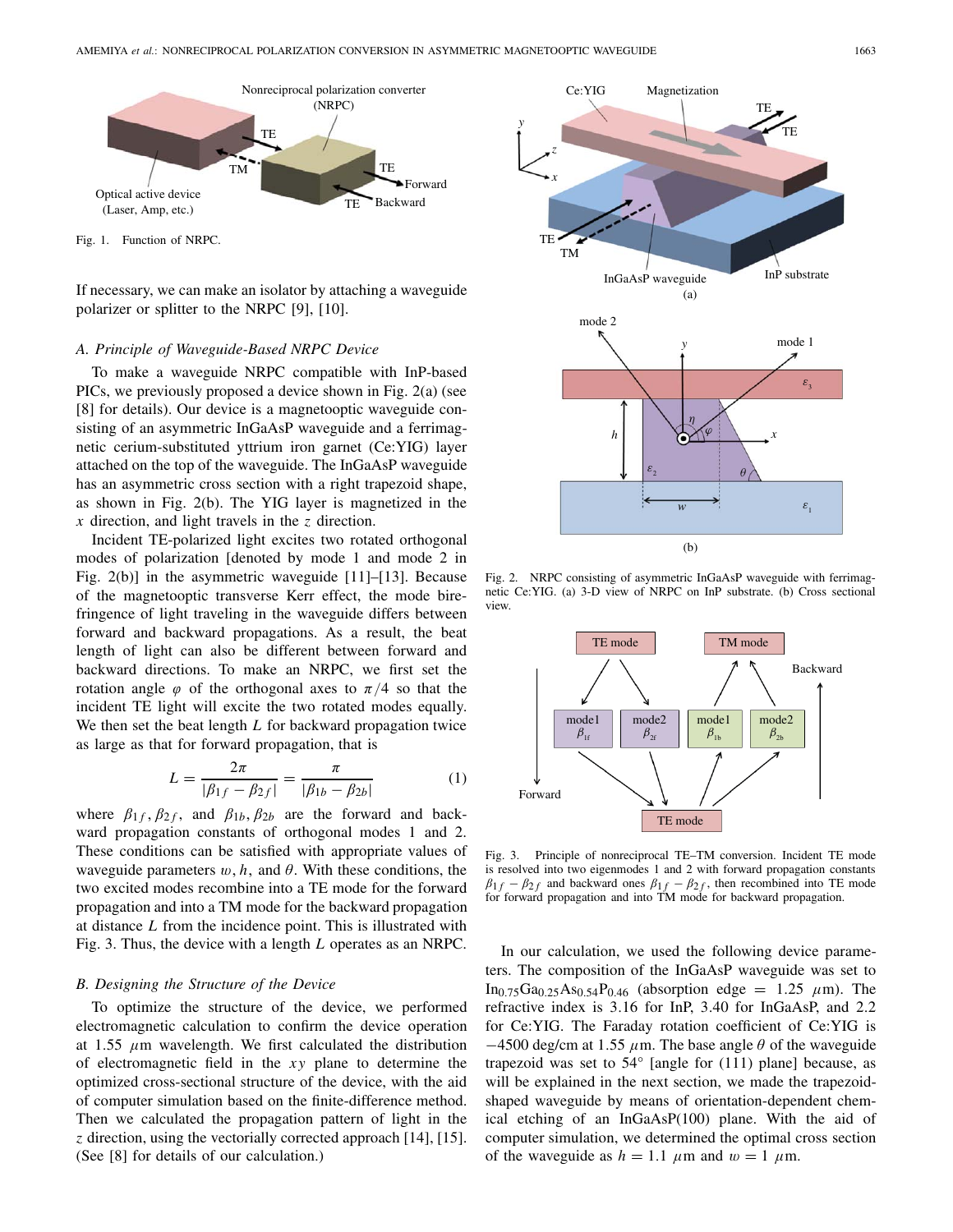Fig. 1. Function of NRPC.

If necessary, we can make an isolator by attaching a waveguide polarizer or splitter to the NRPC [9], [10].

### A. Principle of Waveguide-Based NRPC Device

To make a waveguide NRPC compatible with InP-based PICs, we previously proposed a device shown in Fig. 2(a) (see [8] for details). Our device is a magnetooptic waveguide consisting of an asymmetric InGaAsP waveguide and a ferrimagnetic cerium-substituted yttrium iron garnet (Ce:YIG) layer attached on the top of the waveguide. The InGaAsP waveguide has an asymmetric cross section with a right trapezoid shape, as shown in Fig. 2(b). The YIG layer is magnetized in the $x$ direction, and light travels in the $z$ direction.

Incident TE-polarized light excites two rotated orthogonal modes of polarization [denoted by mode 1 and mode 2 in Fig. 2(b)] in the asymmetric waveguide [11]–[13]. Because of the magnetooptic transverse Kerr effect, the mode birefringence of light traveling in the waveguide differs between forward and backward propagations. As a result, the beat length of light can also be different between forward and backward directions. To make an NRPC, we first set the rotation angle $\varphi$ of the orthogonal axes to $\pi/4$ so that the incident TE light will excite the two rotated modes equally. We then set the beat length $L$ for backward propagation twice as large as that for forward propagation, that is

$$L = \frac{2\pi}{|\beta_{1f} - \beta_{2f}|} = \frac{\pi}{|\beta_{1b} - \beta_{2b}|} \tag{1}$$

where $\beta_{1f}, \beta_{2f}$, and $\beta_{1b}, \beta_{2b}$ are the forward and backward propagation constants of orthogonal modes 1 and 2. These conditions can be satisfied with appropriate values of waveguide parameters $w, h$, and $\theta$. With these conditions, the two excited modes recombine into a TE mode for the forward propagation and into a TM mode for the backward propagation at distance $L$ from the incidence point. This is illustrated with Fig. 3. Thus, the device with a length $L$ operates as an NRPC.

### B. Designing the Structure of the Device

To optimize the structure of the device, we performed electromagnetic calculation to confirm the device operation at 1.55 $\mu$m wavelength. We first calculated the distribution of electromagnetic field in the $xy$ plane to determine the optimized cross-sectional structure of the device, with the aid of computer simulation based on the finite-difference method. Then we calculated the propagation pattern of light in the $z$ direction, using the vectorially corrected approach [14], [15]. (See [8] for details of our calculation.)

Fig. 2. NRPC consisting of asymmetric InGaAsP waveguide with ferrimagnetic Ce:YIG. (a) 3-D view of NRPC on InP substrate. (b) Cross sectional view.

Fig. 3. Principle of nonreciprocal TE–TM conversion. Incident TE mode is resolved into two eigenmodes 1 and 2 with forward propagation constants $\beta_{1f} - \beta_{2f}$ and backward ones $\beta_{1f} - \beta_{2f}$, then recombined into TE mode for forward propagation and into TM mode for backward propagation.

In our calculation, we used the following device parameters. The composition of the InGaAsP waveguide was set to $In_{0.75}Ga_{0.25}As_{0.54}P_{0.46}$ (absorption edge = 1.25 $\mu$m). The refractive index is 3.16 for InP, 3.40 for InGaAsP, and 2.2 for Ce:YIG. The Faraday rotation coefficient of Ce:YIG is −4500 deg/cm at 1.55 $\mu$m. The base angle $\theta$ of the waveguide trapezoid was set to 54° [angle for (111) plane] because, as will be explained in the next section, we made the trapezoid-shaped waveguide by means of orientation-dependent chemical etching of an InGaAsP(100) plane. With the aid of computer simulation, we determined the optimal cross section of the waveguide as $h = 1.1$ $\mu$m and $w = 1$ $\mu$m.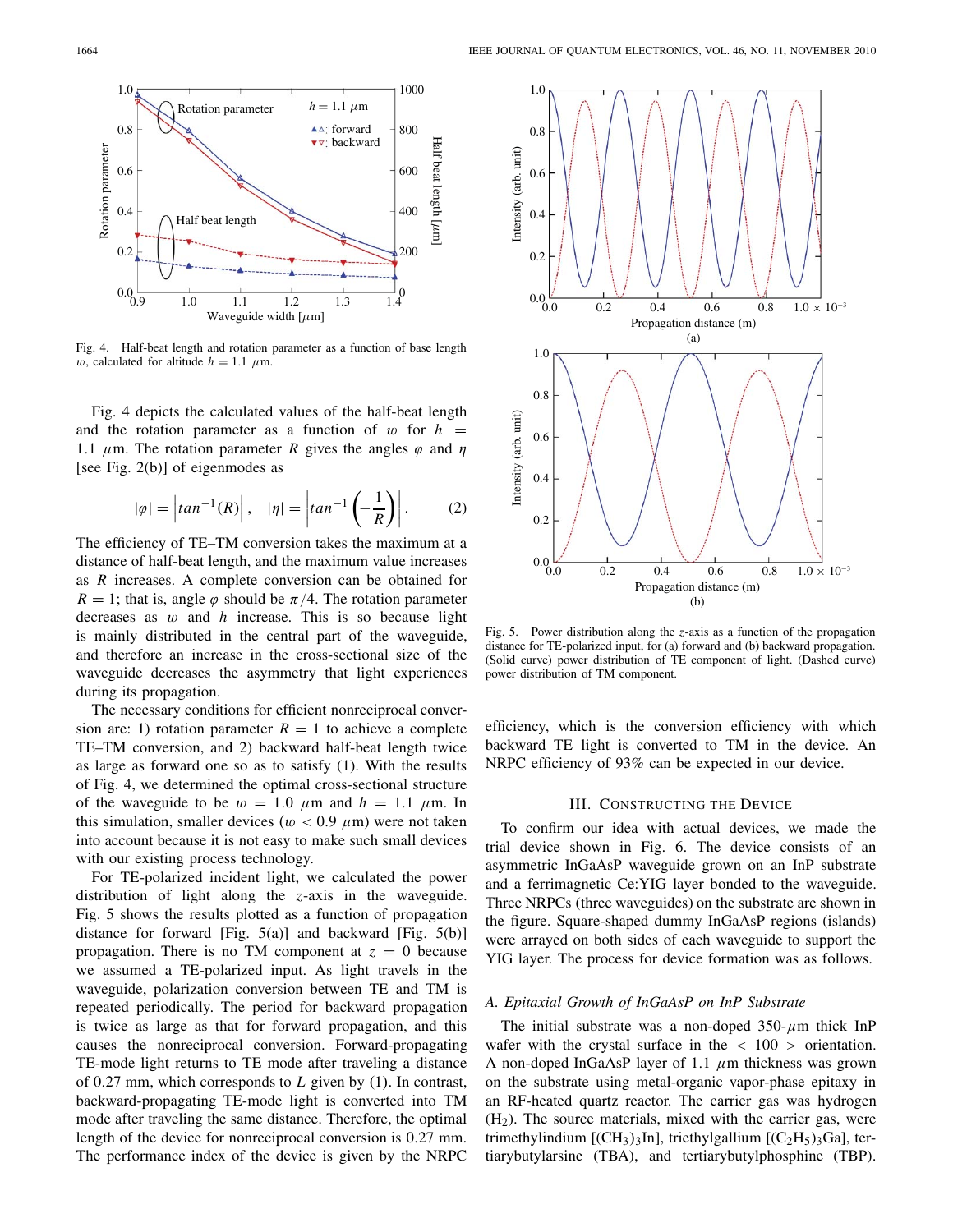Fig. 4. Half-beat length and rotation parameter as a function of base length $w$, calculated for altitude $h = 1.1$ $\mu$m.

Fig. 4 depicts the calculated values of the half-beat length and the rotation parameter as a function of $w$ for $h = 1.1$ $\mu$m. The rotation parameter $R$ gives the angles $\varphi$ and $\eta$ [see Fig. 2(b)] of eigenmodes as

$$|\varphi| = \left|tan^{-1}(R)\right|, \quad |\eta| = \left|tan^{-1}\left(-\frac{1}{R}\right)\right|. \tag{2}$$

The efficiency of TE–TM conversion takes the maximum at a distance of half-beat length, and the maximum value increases as $R$ increases. A complete conversion can be obtained for $R = 1$; that is, angle $\varphi$ should be $\pi/4$. The rotation parameter decreases as $w$ and $h$ increase. This is so because light is mainly distributed in the central part of the waveguide, and therefore an increase in the cross-sectional size of the waveguide decreases the asymmetry that light experiences during its propagation.

The necessary conditions for efficient nonreciprocal conversion are: 1) rotation parameter $R = 1$ to achieve a complete TE–TM conversion, and 2) backward half-beat length twice as large as forward one so as to satisfy (1). With the results of Fig. 4, we determined the optimal cross-sectional structure of the waveguide to be $w = 1.0$ $\mu$m and $h = 1.1$ $\mu$m. In this simulation, smaller devices ($w < 0.9$ $\mu$m) were not taken into account because it is not easy to make such small devices with our existing process technology.

For TE-polarized incident light, we calculated the power distribution of light along the $z$-axis in the waveguide. Fig. 5 shows the results plotted as a function of propagation distance for forward [Fig. 5(a)] and backward [Fig. 5(b)] propagation. There is no TM component at $z = 0$ because we assumed a TE-polarized input. As light travels in the waveguide, polarization conversion between TE and TM is repeated periodically. The period for backward propagation is twice as large as that for forward propagation, and this causes the nonreciprocal conversion. Forward-propagating TE-mode light returns to TE mode after traveling a distance of 0.27 mm, which corresponds to $L$ given by (1). In contrast, backward-propagating TE-mode light is converted into TM mode after traveling the same distance. Therefore, the optimal length of the device for nonreciprocal conversion is 0.27 mm. The performance index of the device is given by the NRPC efficiency, which is the conversion efficiency with which backward TE light is converted to TM in the device. An NRPC efficiency of 93% can be expected in our device.

Fig. 5. Power distribution along the $z$-axis as a function of the propagation distance for TE-polarized input, for (a) forward and (b) backward propagation. (Solid curve) power distribution of TE component of light. (Dashed curve) power distribution of TM component.

## III. Constructing the Device

To confirm our idea with actual devices, we made the trial device shown in Fig. 6. The device consists of an asymmetric InGaAsP waveguide grown on an InP substrate and a ferrimagnetic Ce:YIG layer bonded to the waveguide. Three NRPCs (three waveguides) on the substrate are shown in the figure. Square-shaped dummy InGaAsP regions (islands) were arrayed on both sides of each waveguide to support the YIG layer. The process for device formation was as follows.

### A. Epitaxial Growth of InGaAsP on InP Substrate

The initial substrate was a non-doped 350-$\mu$m thick InP wafer with the crystal surface in the < 100 > orientation. A non-doped InGaAsP layer of 1.1 $\mu$m thickness was grown on the substrate using metal-organic vapor-phase epitaxy in an RF-heated quartz reactor. The carrier gas was hydrogen ($H_2$). The source materials, mixed with the carrier gas, were trimethylindium [$(CH_3)_3In$], triethylgallium [$(C_2H_5)_3Ga$], tertiarybutylarsine (TBA), and tertiarybutylphosphine (TBP).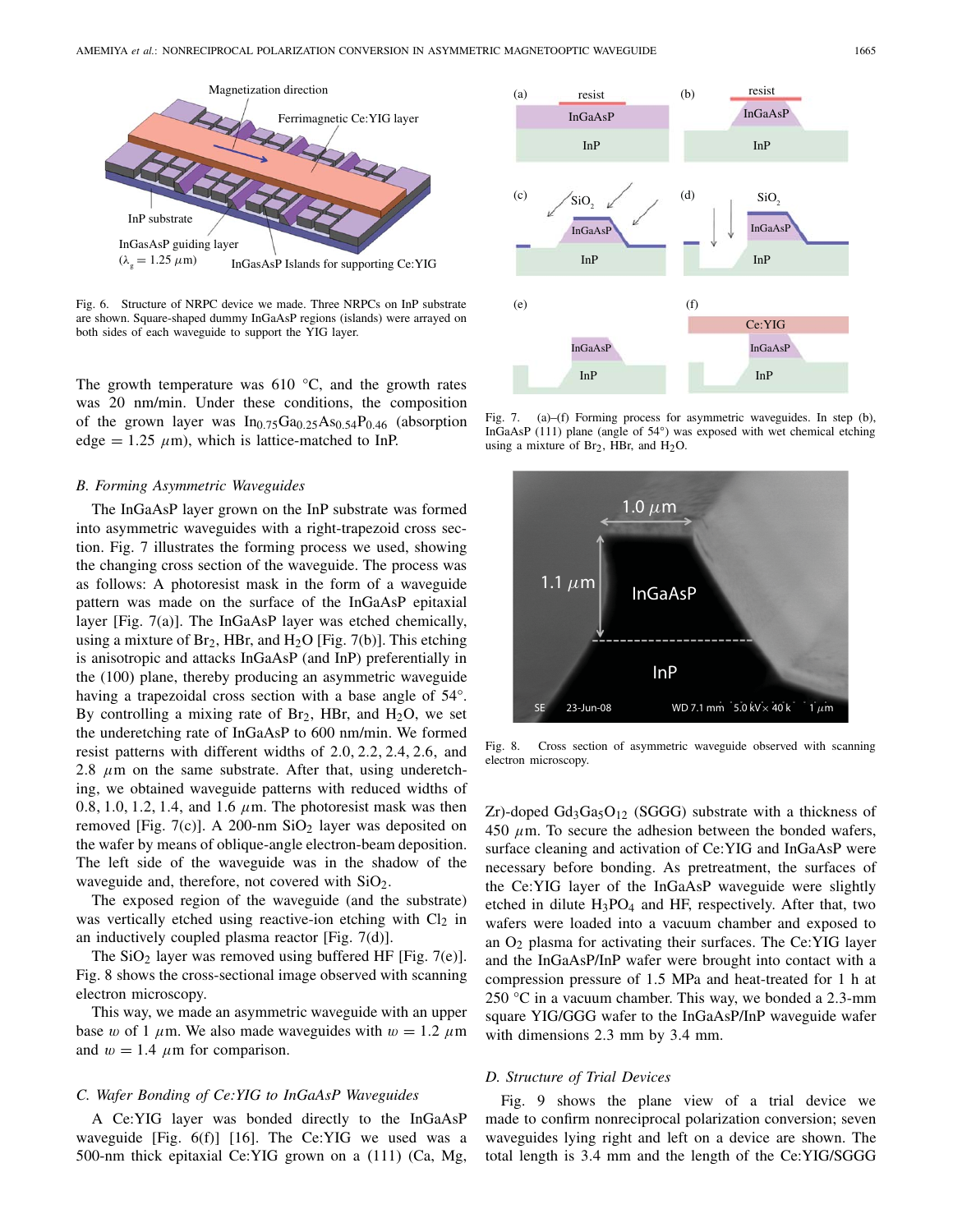Fig. 6. Structure of NRPC device we made. Three NRPCs on InP substrate are shown. Square-shaped dummy InGaAsP regions (islands) were arrayed on both sides of each waveguide to support the YIG layer.

The growth temperature was 610 °C, and the growth rates was 20 nm/min. Under these conditions, the composition of the grown layer was $In_{0.75}Ga_{0.25}As_{0.54}P_{0.46}$ (absorption edge = 1.25 $\mu$m), which is lattice-matched to InP.

### B. Forming Asymmetric Waveguides

The InGaAsP layer grown on the InP substrate was formed into asymmetric waveguides with a right-trapezoid cross section. Fig. 7 illustrates the forming process we used, showing the changing cross section of the waveguide. The process was as follows: A photoresist mask in the form of a waveguide pattern was made on the surface of the InGaAsP epitaxial layer [Fig. 7(a)]. The InGaAsP layer was etched chemically, using a mixture of $Br_2$, HBr, and $H_2O$ [Fig. 7(b)]. This etching is anisotropic and attacks InGaAsP (and InP) preferentially in the (100) plane, thereby producing an asymmetric waveguide having a trapezoidal cross section with a base angle of 54°. By controlling a mixing rate of $Br_2$, HBr, and $H_2O$, we set the underetching rate of InGaAsP to 600 nm/min. We formed resist patterns with different widths of 2.0, 2.2, 2.4, 2.6, and 2.8 $\mu$m on the same substrate. After that, using underetching, we obtained waveguide patterns with reduced widths of 0.8, 1.0, 1.2, 1.4, and 1.6 $\mu$m. The photoresist mask was then removed [Fig. 7(c)]. A 200-nm $SiO_2$ layer was deposited on the wafer by means of oblique-angle electron-beam deposition. The left side of the waveguide was in the shadow of the waveguide and, therefore, not covered with $SiO_2$.

The exposed region of the waveguide (and the substrate) was vertically etched using reactive-ion etching with $Cl_2$ in an inductively coupled plasma reactor [Fig. 7(d)].

The $SiO_2$ layer was removed using buffered HF [Fig. 7(e)]. Fig. 8 shows the cross-sectional image observed with scanning electron microscopy.

This way, we made an asymmetric waveguide with an upper base $w$ of 1 $\mu$m. We also made waveguides with $w = 1.2$ $\mu$m and $w = 1.4$ $\mu$m for comparison.

### C. Wafer Bonding of Ce:YIG to InGaAsP Waveguides

A Ce:YIG layer was bonded directly to the InGaAsP waveguide [Fig. 6(f)] [16]. The Ce:YIG we used was a 500-nm thick epitaxial Ce:YIG grown on a (111) (Ca, Mg, Zr)-doped $Gd_3Ga_5O_{12}$ (SGGG) substrate with a thickness of 450 $\mu$m. To secure the adhesion between the bonded wafers, surface cleaning and activation of Ce:YIG and InGaAsP were necessary before bonding. As pretreatment, the surfaces of the Ce:YIG layer of the InGaAsP waveguide were slightly etched in dilute $H_3PO_4$ and HF, respectively. After that, two wafers were loaded into a vacuum chamber and exposed to an $O_2$ plasma for activating their surfaces. The Ce:YIG layer and the InGaAsP/InP wafer were brought into contact with a compression pressure of 1.5 MPa and heat-treated for 1 h at 250 °C in a vacuum chamber. This way, we bonded a 2.3-mm square YIG/GGG wafer to the InGaAsP/InP waveguide wafer with dimensions 2.3 mm by 3.4 mm.

Fig. 7. (a)–(f) Forming process for asymmetric waveguides. In step (b), InGaAsP (111) plane (angle of 54°) was exposed with wet chemical etching using a mixture of $Br_2$, HBr, and $H_2O$.

Fig. 8. Cross section of asymmetric waveguide observed with scanning electron microscopy.

### D. Structure of Trial Devices

Fig. 9 shows the plane view of a trial device we made to confirm nonreciprocal polarization conversion; seven waveguides lying right and left on a device are shown. The total length is 3.4 mm and the length of the Ce:YIG/SGGG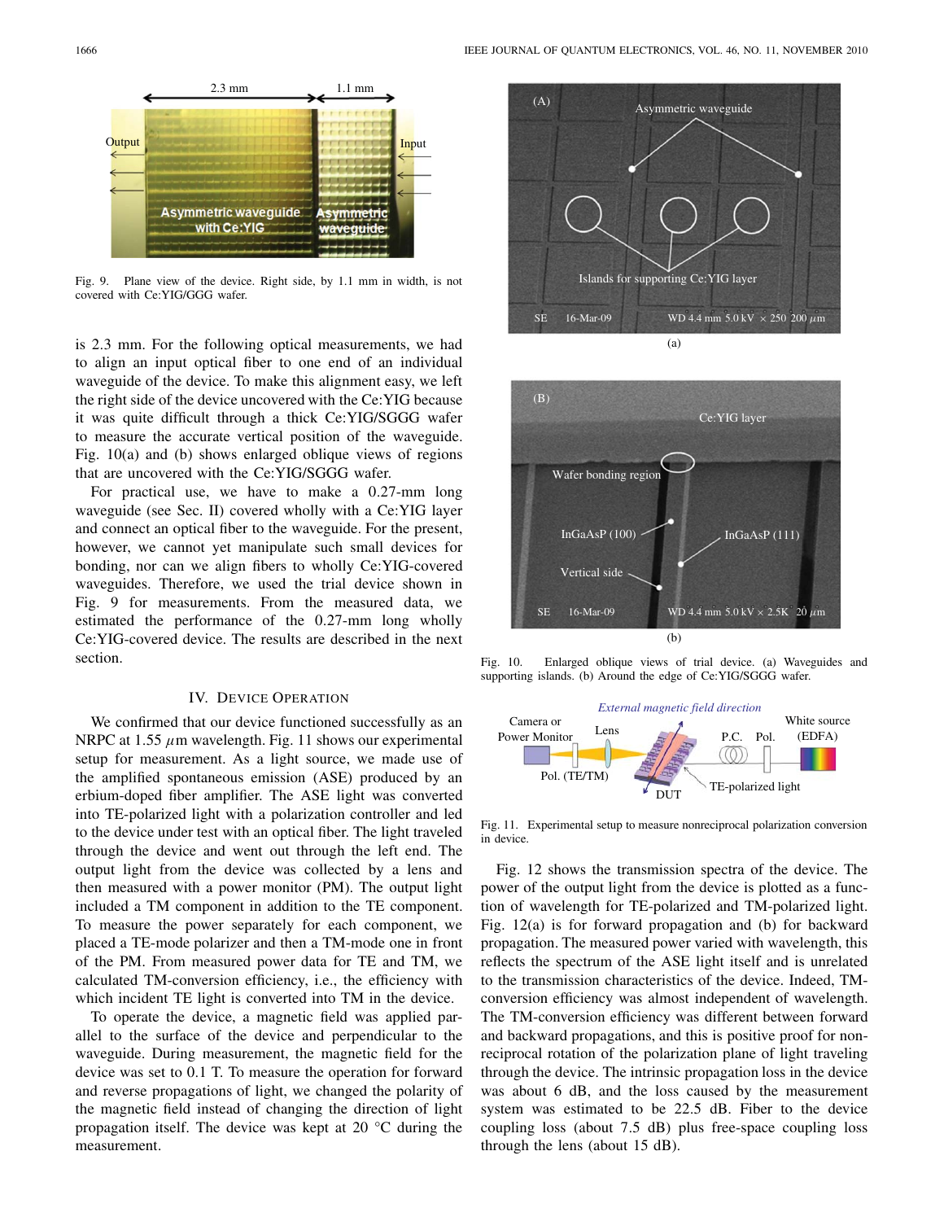Fig. 9. Plane view of the device. Right side, by 1.1 mm in width, is not covered with Ce:YIG/GGG wafer.

is 2.3 mm. For the following optical measurements, we had to align an input optical fiber to one end of an individual waveguide of the device. To make this alignment easy, we left the right side of the device uncovered with the Ce:YIG because it was quite difficult through a thick Ce:YIG/SGGG wafer to measure the accurate vertical position of the waveguide. Fig. 10(a) and (b) shows enlarged oblique views of regions that are uncovered with the Ce:YIG/SGGG wafer.

For practical use, we have to make a 0.27-mm long waveguide (see Sec. II) covered wholly with a Ce:YIG layer and connect an optical fiber to the waveguide. For the present, however, we cannot yet manipulate such small devices for bonding, nor can we align fibers to wholly Ce:YIG-covered waveguides. Therefore, we used the trial device shown in Fig. 9 for measurements. From the measured data, we estimated the performance of the 0.27-mm long wholly Ce:YIG-covered device. The results are described in the next section.

Fig. 10. Enlarged oblique views of trial device. (a) Waveguides and supporting islands. (b) Around the edge of Ce:YIG/SGGG wafer.

Fig. 11. Experimental setup to measure nonreciprocal polarization conversion in device.

## IV. Device Operation

We confirmed that our device functioned successfully as an NRPC at 1.55 $\mu$m wavelength. Fig. 11 shows our experimental setup for measurement. As a light source, we made use of the amplified spontaneous emission (ASE) produced by an erbium-doped fiber amplifier. The ASE light was converted into TE-polarized light with a polarization controller and led to the device under test with an optical fiber. The light traveled through the device and went out through the left end. The output light from the device was collected by a lens and then measured with a power monitor (PM). The output light included a TM component in addition to the TE component. To measure the power separately for each component, we placed a TE-mode polarizer and then a TM-mode one in front of the PM. From measured power data for TE and TM, we calculated TM-conversion efficiency, i.e., the efficiency with which incident TE light is converted into TM in the device.

To operate the device, a magnetic field was applied parallel to the surface of the device and perpendicular to the waveguide. During measurement, the magnetic field for the device was set to 0.1 T. To measure the operation for forward and reverse propagations of light, we changed the polarity of the magnetic field instead of changing the direction of light propagation itself. The device was kept at 20 °C during the measurement.

Fig. 12 shows the transmission spectra of the device. The power of the output light from the device is plotted as a function of wavelength for TE-polarized and TM-polarized light. Fig. 12(a) is for forward propagation and (b) for backward propagation. The measured power varied with wavelength, this reflects the spectrum of the ASE light itself and is unrelated to the transmission characteristics of the device. Indeed, TM-conversion efficiency was almost independent of wavelength. The TM-conversion efficiency was different between forward and backward propagations, and this is positive proof for nonreciprocal rotation of the polarization plane of light traveling through the device. The intrinsic propagation loss in the device was about 6 dB, and the loss caused by the measurement system was estimated to be 22.5 dB. Fiber to the device coupling loss (about 7.5 dB) plus free-space coupling loss through the lens (about 15 dB).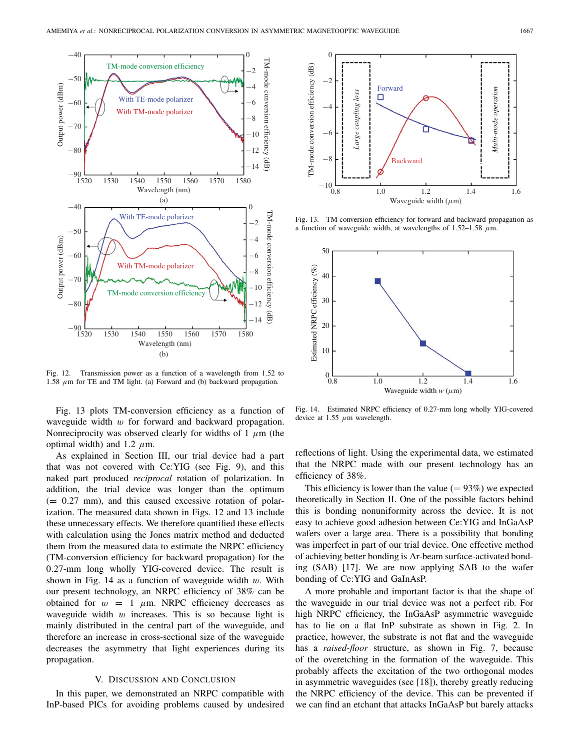Fig. 12. Transmission power as a function of a wavelength from 1.52 to 1.58 $\mu$m for TE and TM light. (a) Forward and (b) backward propagation.

Fig. 13. TM conversion efficiency for forward and backward propagation as a function of waveguide width, at wavelengths of 1.52–1.58 $\mu$m.

Fig. 14. Estimated NRPC efficiency of 0.27-mm long wholly YIG-covered device at 1.55 $\mu$m wavelength.

Fig. 13 plots TM-conversion efficiency as a function of waveguide width $w$ for forward and backward propagation. Nonreciprocity was observed clearly for widths of 1 $\mu$m (the optimal width) and 1.2 $\mu$m.

As explained in Section III, our trial device had a part that was not covered with Ce:YIG (see Fig. 9), and this naked part produced *reciprocal* rotation of polarization. In addition, the trial device was longer than the optimum (= 0.27 mm), and this caused excessive rotation of polarization. The measured data shown in Figs. 12 and 13 include these unnecessary effects. We therefore quantified these effects with calculation using the Jones matrix method and deducted them from the measured data to estimate the NRPC efficiency (TM-conversion efficiency for backward propagation) for the 0.27-mm long wholly YIG-covered device. The result is shown in Fig. 14 as a function of waveguide width $w$. With our present technology, an NRPC efficiency of 38% can be obtained for $w = 1$ $\mu$m. NRPC efficiency decreases as waveguide width $w$ increases. This is so because light is mainly distributed in the central part of the waveguide, and therefore an increase in cross-sectional size of the waveguide decreases the asymmetry that light experiences during its propagation.

## V. Discussion and Conclusion

In this paper, we demonstrated an NRPC compatible with InP-based PICs for avoiding problems caused by undesired reflections of light. Using the experimental data, we estimated that the NRPC made with our present technology has an efficiency of 38%.

This efficiency is lower than the value (= 93%) we expected theoretically in Section II. One of the possible factors behind this is bonding nonuniformity across the device. It is not easy to achieve good adhesion between Ce:YIG and InGaAsP wafers over a large area. There is a possibility that bonding was imperfect in part of our trial device. One effective method of achieving better bonding is Ar-beam surface-activated bonding (SAB) [17]. We are now applying SAB to the wafer bonding of Ce:YIG and GaInAsP.

A more probable and important factor is that the shape of the waveguide in our trial device was not a perfect rib. For high NRPC efficiency, the InGaAsP asymmetric waveguide has to lie on a flat InP substrate as shown in Fig. 2. In practice, however, the substrate is not flat and the waveguide has a *raised-floor* structure, as shown in Fig. 7, because of the overetching in the formation of the waveguide. This probably affects the excitation of the two orthogonal modes in asymmetric waveguides (see [18]), thereby greatly reducing the NRPC efficiency of the device. This can be prevented if we can find an etchant that attacks InGaAsP but barely attacks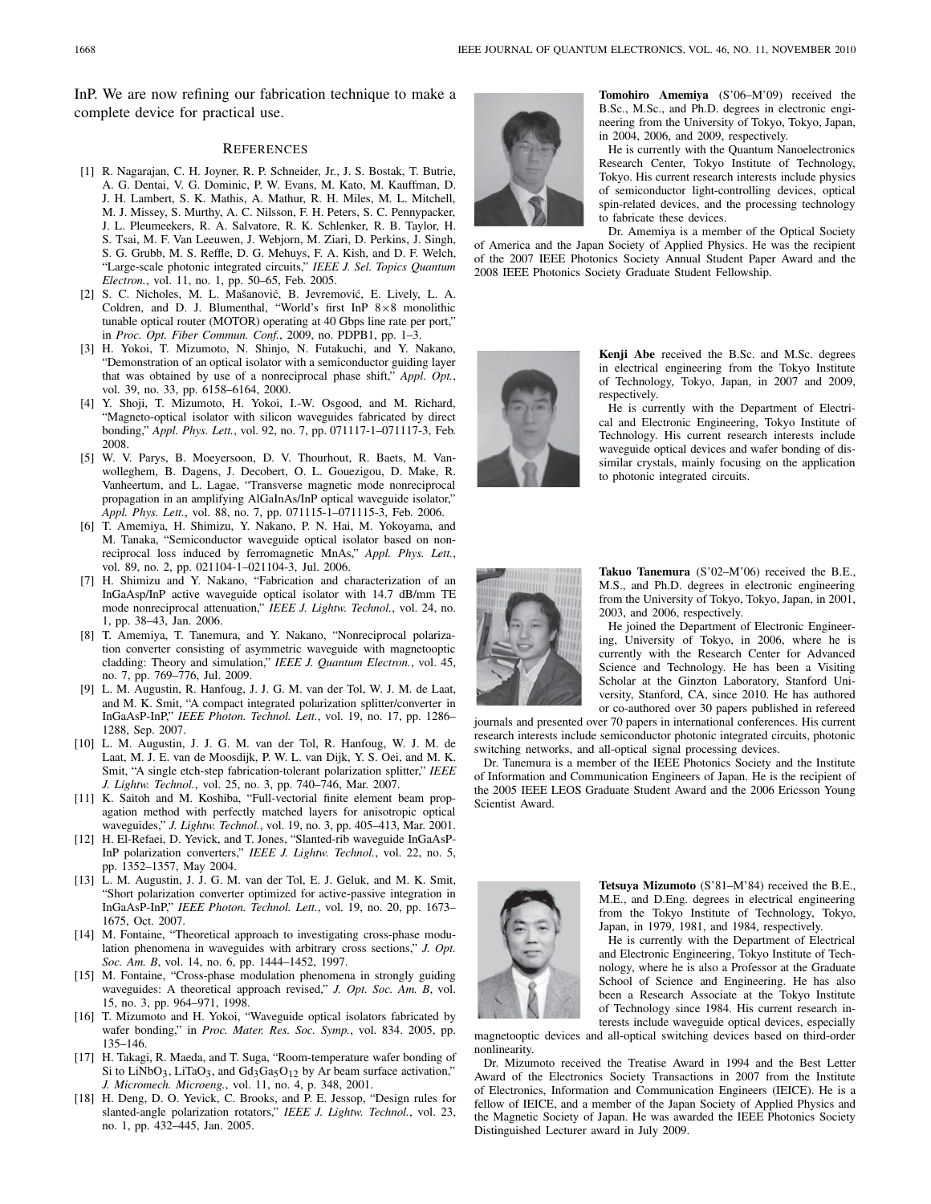InP. We are now refining our fabrication technique to make a complete device for practical use.

## References

[1] R. Nagarajan, C. H. Joyner, R. P. Schneider, Jr., J. S. Bostak, T. Butrie, A. G. Dentai, V. G. Dominic, P. W. Evans, M. Kato, M. Kauffman, D. J. H. Lambert, S. K. Mathis, A. Mathur, R. H. Miles, M. L. Mitchell, M. J. Missey, S. Murthy, A. C. Nilsson, F. H. Peters, S. C. Pennypacker, J. L. Pleumeekers, R. A. Salvatore, R. K. Schlenker, R. B. Taylor, H. S. Tsai, M. F. Van Leeuwen, J. Webjorn, M. Ziari, D. Perkins, J. Singh, S. G. Grubb, M. S. Reffle, D. G. Mehuys, F. A. Kish, and D. F. Welch, "Large-scale photonic integrated circuits," *IEEE J. Sel. Topics Quantum Electron.*, vol. 11, no. 1, pp. 50–65, Feb. 2005.

[2] S. C. Nicholes, M. L. Mašanović, B. Jevremović, E. Lively, L. A. Coldren, and D. J. Blumenthal, "World's first InP $8\times8$ monolithic tunable optical router (MOTOR) operating at 40 Gbps line rate per port," in *Proc. Opt. Fiber Commun. Conf.*, 2009, no. PDPB1, pp. 1–3.

[3] H. Yokoi, T. Mizumoto, N. Shinjo, N. Futakuchi, and Y. Nakano, "Demonstration of an optical isolator with a semiconductor guiding layer that was obtained by use of a nonreciprocal phase shift," *Appl. Opt.*, vol. 39, no. 33, pp. 6158–6164, 2000.

[4] Y. Shoji, T. Mizumoto, H. Yokoi, I.-W. Osgood, and M. Richard, "Magneto-optical isolator with silicon waveguides fabricated by direct bonding," *Appl. Phys. Lett.*, vol. 92, no. 7, pp. 071117-1–071117-3, Feb. 2008.

[5] W. V. Parys, B. Moeyersoon, D. V. Thourhout, R. Baets, M. Vanwolleghem, B. Dagens, J. Decobert, O. L. Gouezigou, D. Make, R. Vanheertum, and L. Lagae, "Transverse magnetic mode nonreciprocal propagation in an amplifying AlGaInAs/InP optical waveguide isolator," *Appl. Phys. Lett.*, vol. 88, no. 7, pp. 071115-1–071115-3, Feb. 2006.

[6] T. Amemiya, H. Shimizu, Y. Nakano, P. N. Hai, M. Yokoyama, and M. Tanaka, "Semiconductor waveguide optical isolator based on nonreciprocal loss induced by ferromagnetic MnAs," *Appl. Phys. Lett.*, vol. 89, no. 2, pp. 021104-1–021104-3, Jul. 2006.

[7] H. Shimizu and Y. Nakano, "Fabrication and characterization of an InGaAsp/InP active waveguide optical isolator with 14.7 dB/mm TE mode nonreciprocal attenuation," *IEEE J. Lightw. Technol.*, vol. 24, no. 1, pp. 38–43, Jan. 2006.

[8] T. Amemiya, T. Tanemura, and Y. Nakano, "Nonreciprocal polarization converter consisting of asymmetric waveguide with magnetooptic cladding: Theory and simulation," *IEEE J. Quantum Electron.*, vol. 45, no. 7, pp. 769–776, Jul. 2009.

[9] L. M. Augustin, R. Hanfoug, J. J. G. M. van der Tol, W. J. M. de Laat, and M. K. Smit, "A compact integrated polarization splitter/converter in InGaAsP-InP," *IEEE Photon. Technol. Lett.*, vol. 19, no. 17, pp. 1286–1288, Sep. 2007.

[10] L. M. Augustin, J. J. G. M. van der Tol, R. Hanfoug, W. J. M. de Laat, M. J. E. van de Moosdijk, P. W. L. van Dijk, Y. S. Oei, and M. K. Smit, "A single etch-step fabrication-tolerant polarization splitter," *IEEE J. Lightw. Technol.*, vol. 25, no. 3, pp. 740–746, Mar. 2007.

[11] K. Saitoh and M. Koshiba, "Full-vectorial finite element beam propagation method with perfectly matched layers for anisotropic optical waveguides," *J. Lightw. Technol.*, vol. 19, no. 3, pp. 405–413, Mar. 2001.

[12] H. El-Refaei, D. Yevick, and T. Jones, "Slanted-rib waveguide InGaAsP-InP polarization converters," *IEEE J. Lightw. Technol.*, vol. 22, no. 5, pp. 1352–1357, May 2004.

[13] L. M. Augustin, J. J. G. M. van der Tol, E. J. Geluk, and M. K. Smit, "Short polarization converter optimized for active-passive integration in InGaAsP-InP," *IEEE Photon. Technol. Lett.*, vol. 19, no. 20, pp. 1673–1675, Oct. 2007.

[14] M. Fontaine, "Theoretical approach to investigating cross-phase modulation phenomena in waveguides with arbitrary cross sections," *J. Opt. Soc. Am. B*, vol. 14, no. 6, pp. 1444–1452, 1997.

[15] M. Fontaine, "Cross-phase modulation phenomena in strongly guiding waveguides: A theoretical approach revised," *J. Opt. Soc. Am. B*, vol. 15, no. 3, pp. 964–971, 1998.

[16] T. Mizumoto and H. Yokoi, "Waveguide optical isolators fabricated by wafer bonding," in *Proc. Mater. Res. Soc. Symp.*, vol. 834. 2005, pp. 135–146.

[17] H. Takagi, R. Maeda, and T. Suga, "Room-temperature wafer bonding of Si to $LiNbO_3$, $LiTaO_3$, and $Gd_3Ga_5O_{12}$ by Ar beam surface activation," *J. Micromech. Microeng.*, vol. 11, no. 4, p. 348, 2001.

[18] H. Deng, D. O. Yevick, C. Brooks, and P. E. Jessop, "Design rules for slanted-angle polarization rotators," *IEEE J. Lightw. Technol.*, vol. 23, no. 1, pp. 432–445, Jan. 2005.

**Tomohiro Amemiya** (S'06–M'09) received the B.Sc., M.Sc., and Ph.D. degrees in electronic engineering from the University of Tokyo, Tokyo, Japan, in 2004, 2006, and 2009, respectively.

He is currently with the Quantum Nanoelectronics Research Center, Tokyo Institute of Technology, Tokyo. His current research interests include physics of semiconductor light-controlling devices, optical spin-related devices, and the processing technology to fabricate these devices.

Dr. Amemiya is a member of the Optical Society of America and the Japan Society of Applied Physics. He was the recipient of the 2007 IEEE Photonics Society Annual Student Paper Award and the 2008 IEEE Photonics Society Graduate Student Fellowship.

**Kenji Abe** received the B.Sc. and M.Sc. degrees in electrical engineering from the Tokyo Institute of Technology, Tokyo, Japan, in 2007 and 2009, respectively.

He is currently with the Department of Electrical and Electronic Engineering, Tokyo Institute of Technology. His current research interests include waveguide optical devices and wafer bonding of dissimilar crystals, mainly focusing on the application to photonic integrated circuits.

**Takuo Tanemura** (S'02–M'06) received the B.E., M.S., and Ph.D. degrees in electronic engineering from the University of Tokyo, Tokyo, Japan, in 2001, 2003, and 2006, respectively.

He joined the Department of Electronic Engineering, University of Tokyo, in 2006, where he is currently with the Research Center for Advanced Science and Technology. He has been a Visiting Scholar at the Ginzton Laboratory, Stanford University, Stanford, CA, since 2010. He has authored or co-authored over 30 papers published in refereed journals and presented over 70 papers in international conferences. His current research interests include semiconductor photonic integrated circuits, photonic switching networks, and all-optical signal processing devices.

Dr. Tanemura is a member of the IEEE Photonics Society and the Institute of Information and Communication Engineers of Japan. He is the recipient of the 2005 IEEE LEOS Graduate Student Award and the 2006 Ericsson Young Scientist Award.

**Tetsuya Mizumoto** (S'81–M'84) received the B.E., M.E., and D.Eng. degrees in electrical engineering from the Tokyo Institute of Technology, Tokyo, Japan, in 1979, 1981, and 1984, respectively.

He is currently with the Department of Electrical and Electronic Engineering, Tokyo Institute of Technology, where he is also a Professor at the Graduate School of Science and Engineering. He has also been a Research Associate at the Tokyo Institute of Technology since 1984. His current research interests include waveguide optical devices, especially magnetooptic devices and all-optical switching devices based on third-order nonlinearity.

Dr. Mizumoto received the Treatise Award in 1994 and the Best Letter Award of the Electronics Society Transactions in 2007 from the Institute of Electronics, Information and Communication Engineers (IEICE). He is a fellow of IEICE, and a member of the Japan Society of Applied Physics and the Magnetic Society of Japan. He was awarded the IEEE Photonics Society Distinguished Lecturer award in July 2009.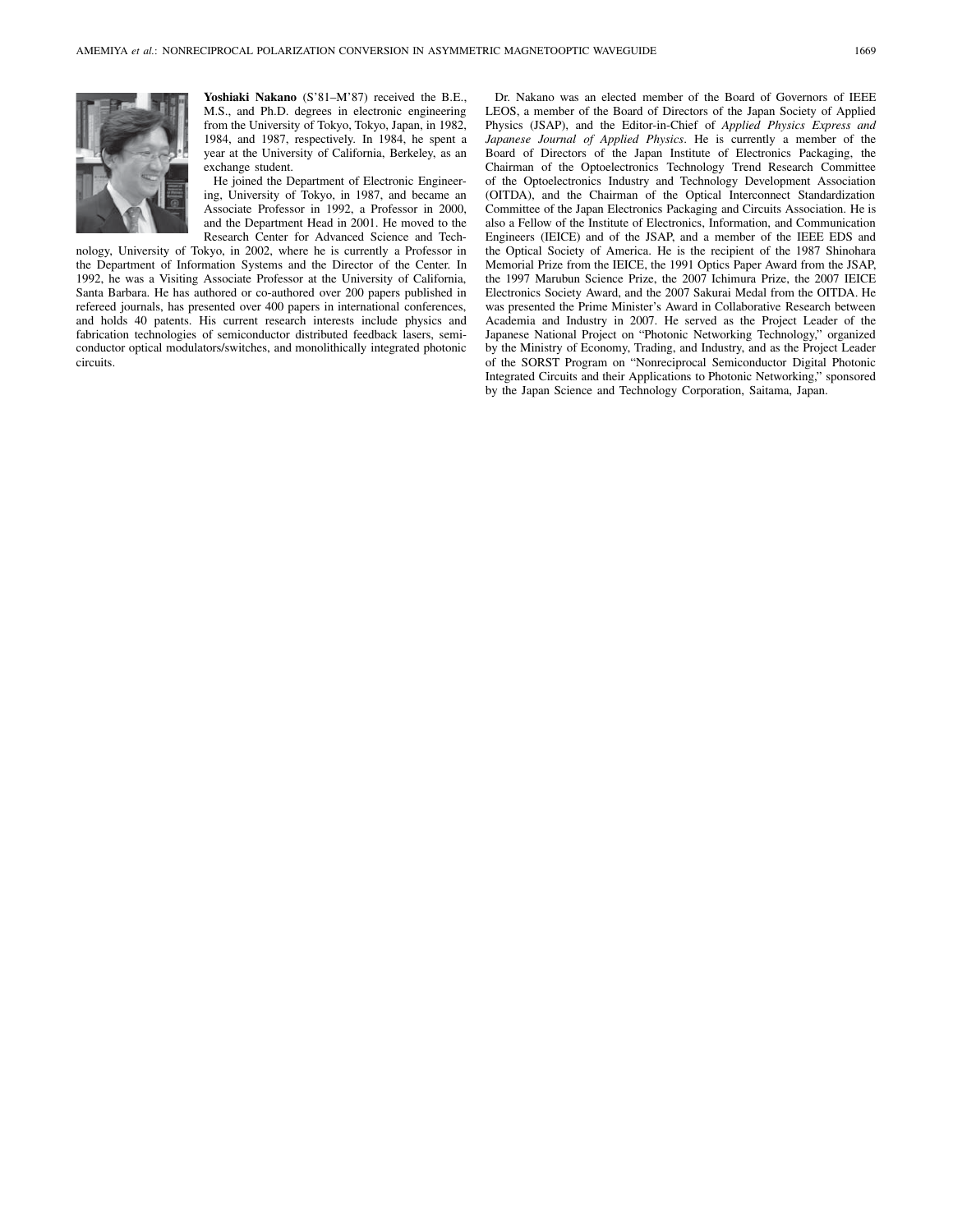**Yoshiaki Nakano** (S'81–M'87) received the B.E., M.S., and Ph.D. degrees in electronic engineering from the University of Tokyo, Tokyo, Japan, in 1982, 1984, and 1987, respectively. In 1984, he spent a year at the University of California, Berkeley, as an exchange student.

He joined the Department of Electronic Engineering, University of Tokyo, in 1987, and became an Associate Professor in 1992, a Professor in 2000, and the Department Head in 2001. He moved to the Research Center for Advanced Science and Technology, University of Tokyo, in 2002, where he is currently a Professor in the Department of Information Systems and the Director of the Center. In 1992, he was a Visiting Associate Professor at the University of California, Santa Barbara. He has authored or co-authored over 200 papers published in refereed journals, has presented over 400 papers in international conferences, and holds 40 patents. His current research interests include physics and fabrication technologies of semiconductor distributed feedback lasers, semiconductor optical modulators/switches, and monolithically integrated photonic circuits.

Dr. Nakano was an elected member of the Board of Governors of IEEE LEOS, a member of the Board of Directors of the Japan Society of Applied Physics (JSAP), and the Editor-in-Chief of *Applied Physics Express and Japanese Journal of Applied Physics*. He is currently a member of the Board of Directors of the Japan Institute of Electronics Packaging, the Chairman of the Optoelectronics Technology Trend Research Committee of the Optoelectronics Industry and Technology Development Association (OITDA), and the Chairman of the Optical Interconnect Standardization Committee of the Japan Electronics Packaging and Circuits Association. He is also a Fellow of the Institute of Electronics, Information, and Communication Engineers (IEICE) and of the JSAP, and a member of the IEEE EDS and the Optical Society of America. He is the recipient of the 1987 Shinohara Memorial Prize from the IEICE, the 1991 Optics Paper Award from the JSAP, the 1997 Marubun Science Prize, the 2007 Ichimura Prize, the 2007 IEICE Electronics Society Award, and the 2007 Sakurai Medal from the OITDA. He was presented the Prime Minister's Award in Collaborative Research between Academia and Industry in 2007. He served as the Project Leader of the Japanese National Project on "Photonic Networking Technology," organized by the Ministry of Economy, Trading, and Industry, and as the Project Leader of the SORST Program on "Nonreciprocal Semiconductor Digital Photonic Integrated Circuits and their Applications to Photonic Networking," sponsored by the Japan Science and Technology Corporation, Saitama, Japan.